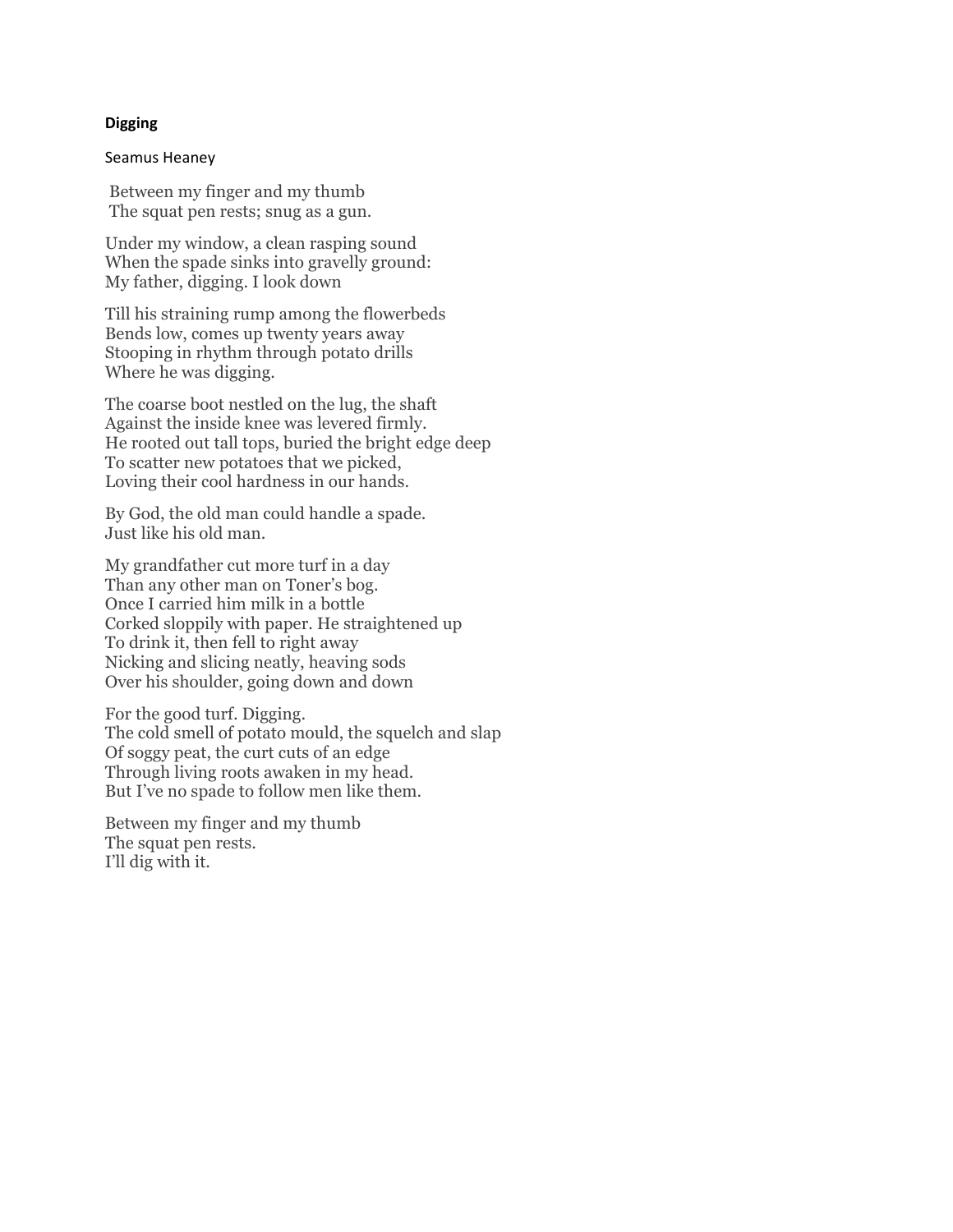**Digging**

Seamus Heaney

Between my finger and my thumb  
The squat pen rests; snug as a gun.

Under my window, a clean rasping sound  
When the spade sinks into gravelly ground:  
My father, digging. I look down

Till his straining rump among the flowerbeds  
Bends low, comes up twenty years away  
Stooping in rhythm through potato drills  
Where he was digging.

The coarse boot nestled on the lug, the shaft  
Against the inside knee was levered firmly.  
He rooted out tall tops, buried the bright edge deep  
To scatter new potatoes that we picked,  
Loving their cool hardness in our hands.

By God, the old man could handle a spade.  
Just like his old man.

My grandfather cut more turf in a day  
Than any other man on Toner's bog.  
Once I carried him milk in a bottle  
Corked sloppily with paper. He straightened up  
To drink it, then fell to right away  
Nicking and slicing neatly, heaving sods  
Over his shoulder, going down and down

For the good turf. Digging.  
The cold smell of potato mould, the squelch and slap  
Of soggy peat, the curt cuts of an edge  
Through living roots awaken in my head.  
But I've no spade to follow men like them.

Between my finger and my thumb  
The squat pen rests.  
I'll dig with it.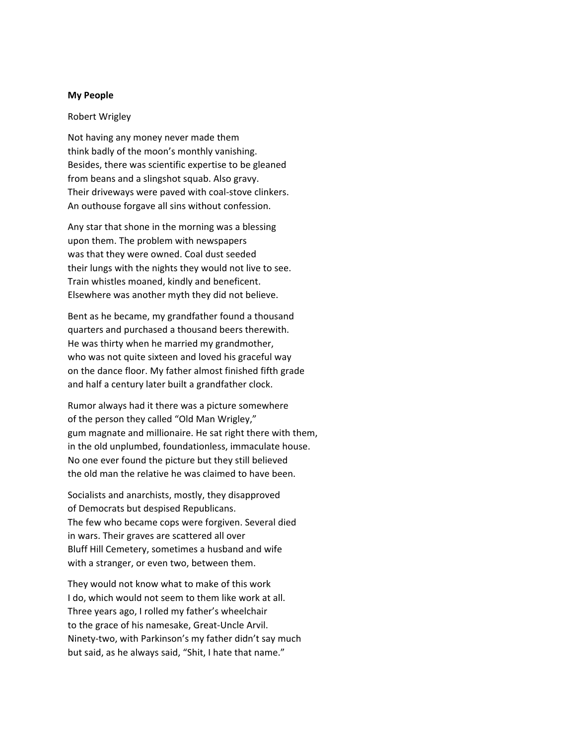**My People**

Robert Wrigley

Not having any money never made them  
think badly of the moon's monthly vanishing.  
Besides, there was scientific expertise to be gleaned  
from beans and a slingshot squab. Also gravy.  
Their driveways were paved with coal-stove clinkers.  
An outhouse forgave all sins without confession.

Any star that shone in the morning was a blessing  
upon them. The problem with newspapers  
was that they were owned. Coal dust seeded  
their lungs with the nights they would not live to see.  
Train whistles moaned, kindly and beneficent.  
Elsewhere was another myth they did not believe.

Bent as he became, my grandfather found a thousand  
quarters and purchased a thousand beers therewith.  
He was thirty when he married my grandmother,  
who was not quite sixteen and loved his graceful way  
on the dance floor. My father almost finished fifth grade  
and half a century later built a grandfather clock.

Rumor always had it there was a picture somewhere  
of the person they called "Old Man Wrigley,"  
gum magnate and millionaire. He sat right there with them,  
in the old unplumbed, foundationless, immaculate house.  
No one ever found the picture but they still believed  
the old man the relative he was claimed to have been.

Socialists and anarchists, mostly, they disapproved  
of Democrats but despised Republicans.  
The few who became cops were forgiven. Several died  
in wars. Their graves are scattered all over  
Bluff Hill Cemetery, sometimes a husband and wife  
with a stranger, or even two, between them.

They would not know what to make of this work  
I do, which would not seem to them like work at all.  
Three years ago, I rolled my father's wheelchair  
to the grace of his namesake, Great-Uncle Arvil.  
Ninety-two, with Parkinson's my father didn't say much  
but said, as he always said, "Shit, I hate that name."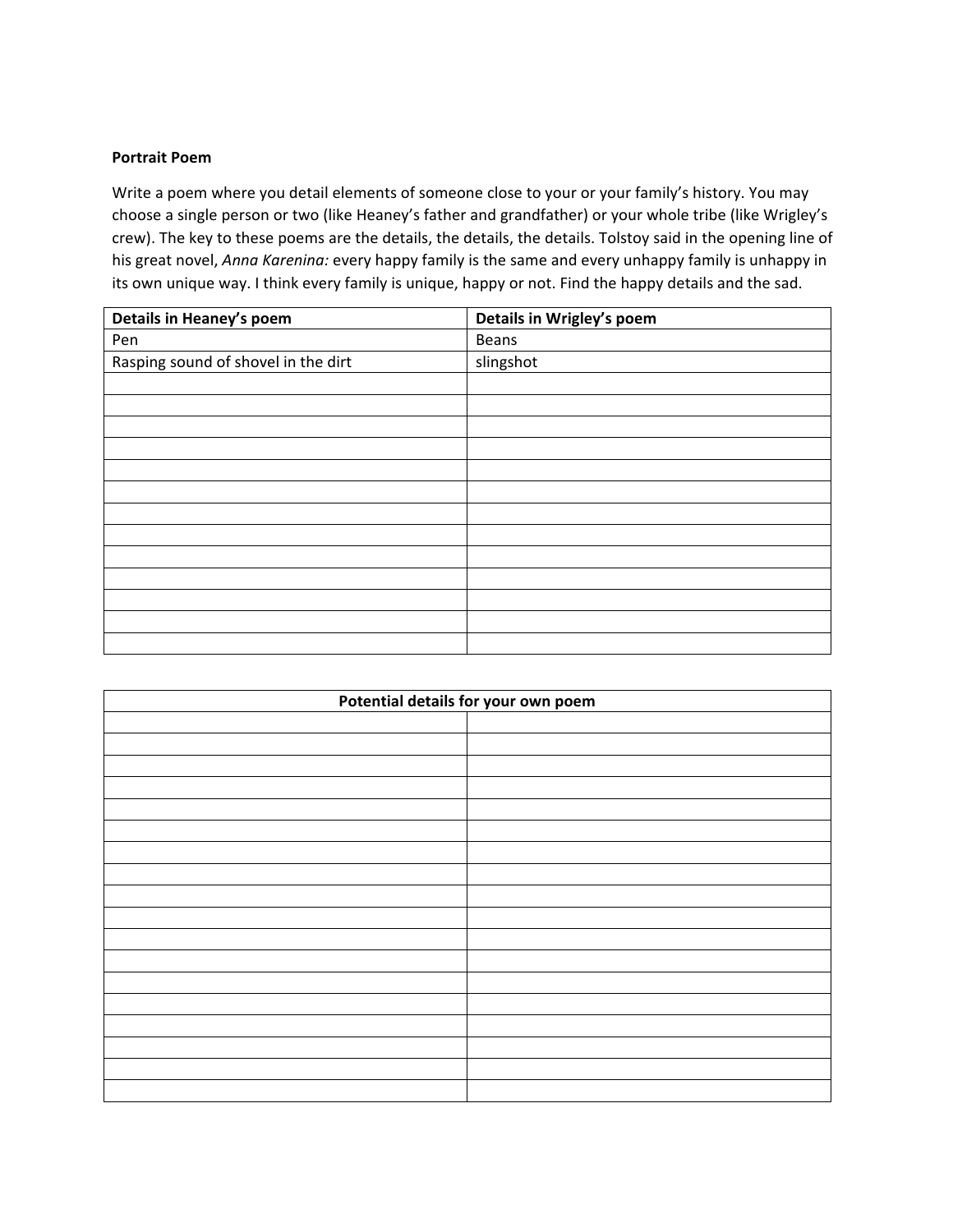**Portrait Poem**

Write a poem where you detail elements of someone close to your or your family's history. You may choose a single person or two (like Heaney's father and grandfather) or your whole tribe (like Wrigley's crew). The key to these poems are the details, the details, the details. Tolstoy said in the opening line of his great novel, *Anna Karenina:* every happy family is the same and every unhappy family is unhappy in its own unique way. I think every family is unique, happy or not. Find the happy details and the sad.

| **Details in Heaney's poem** | **Details in Wrigley's poem** |
|---|---|
| Pen | Beans |
| Rasping sound of shovel in the dirt | slingshot |
| | |
| | |
| | |
| | |
| | |
| | |
| | |
| | |
| | |
| | |
| | |
| | |
| | |

| **Potential details for your own poem** | |
|---|---|
| | |
| | |
| | |
| | |
| | |
| | |
| | |
| | |
| | |
| | |
| | |
| | |
| | |
| | |
| | |
| | |
| | |
| | |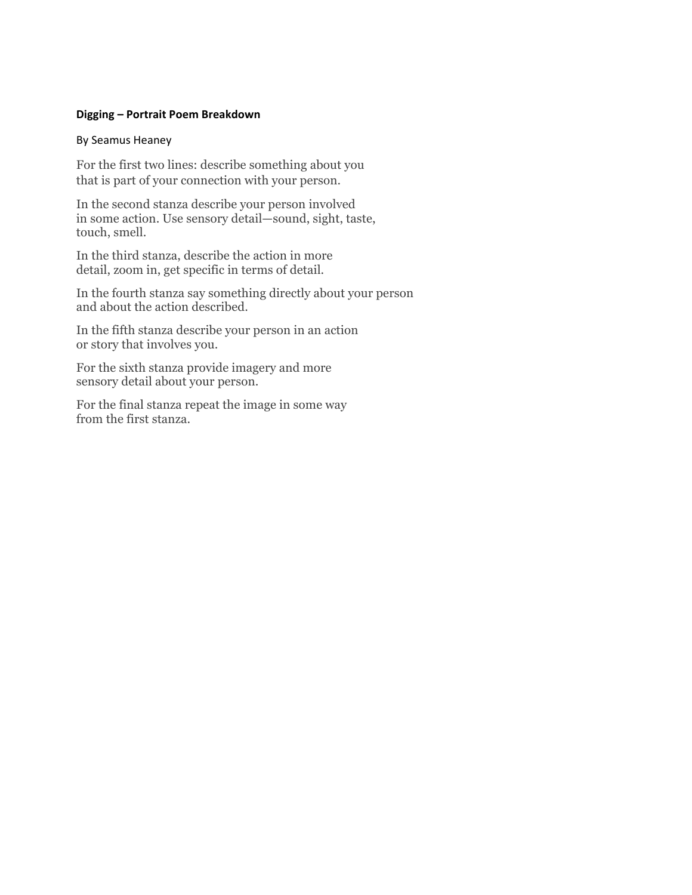**Digging – Portrait Poem Breakdown**

By Seamus Heaney

For the first two lines: describe something about you
that is part of your connection with your person.

In the second stanza describe your person involved
in some action. Use sensory detail—sound, sight, taste,
touch, smell.

In the third stanza, describe the action in more
detail, zoom in, get specific in terms of detail.

In the fourth stanza say something directly about your person
and about the action described.

In the fifth stanza describe your person in an action
or story that involves you.

For the sixth stanza provide imagery and more
sensory detail about your person.

For the final stanza repeat the image in some way
from the first stanza.